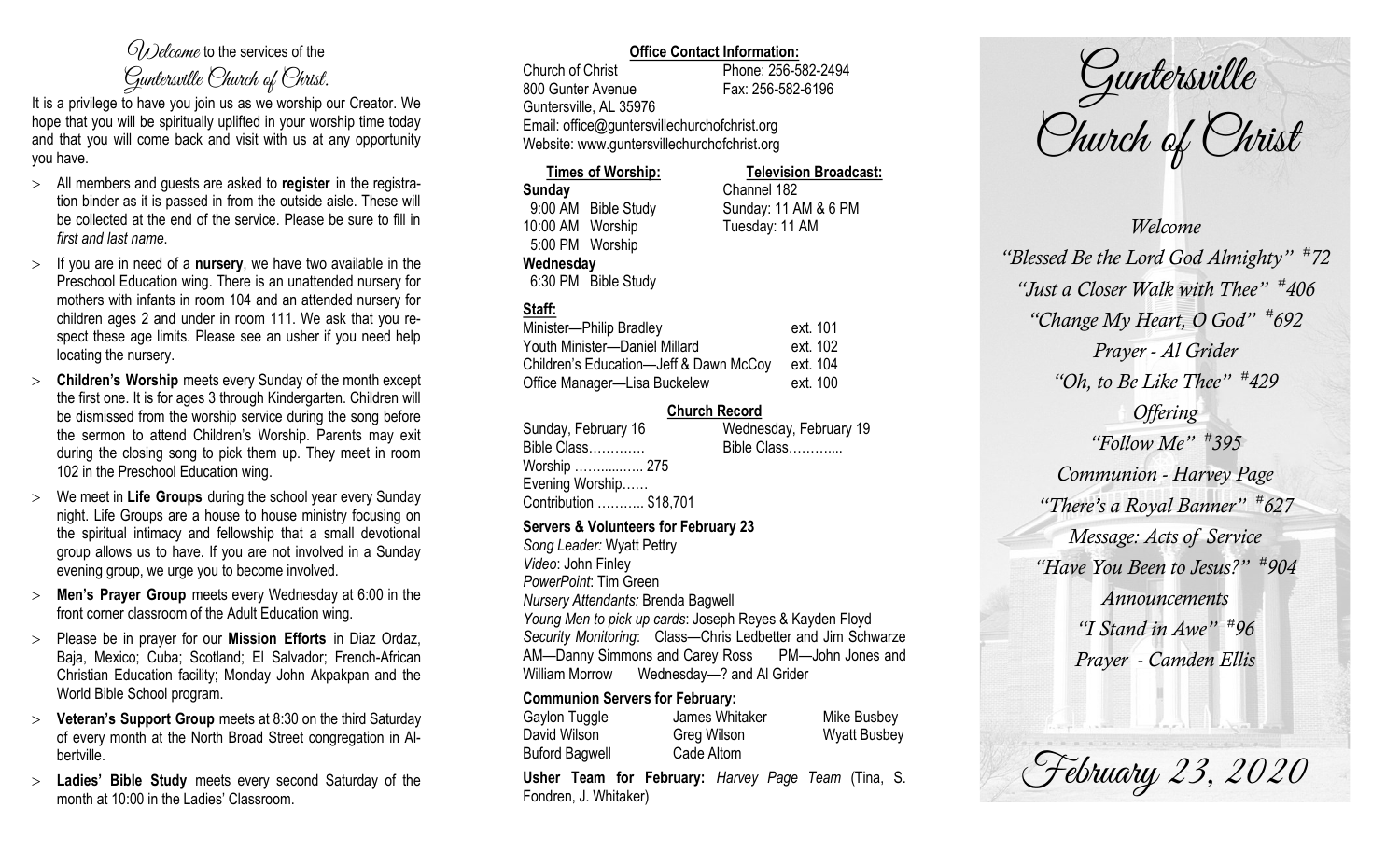# *Welcome* to the services of the *Guntersville Church of Christ.*

It is a privilege to have you join us as we worship our Creator. We hope that you will be spiritually uplifted in your worship time today and that you will come back and visit with us at any opportunity you have.

- All members and guests are asked to **register** in the registration binder as it is passed in from the outside aisle. These will be collected at the end of the service. Please be sure to fill in *first and last name*.
- If you are in need of a **nursery**, we have two available in the Preschool Education wing. There is an unattended nursery for mothers with infants in room 104 and an attended nursery for children ages 2 and under in room 111. We ask that you respect these age limits. Please see an usher if you need help locating the nursery.
- **Children's Worship** meets every Sunday of the month except the first one. It is for ages 3 through Kindergarten. Children will be dismissed from the worship service during the song before the sermon to attend Children's Worship. Parents may exit during the closing song to pick them up. They meet in room 102 in the Preschool Education wing.
- We meet in **Life Groups** during the school year every Sunday night. Life Groups are a house to house ministry focusing on the spiritual intimacy and fellowship that a small devotional group allows us to have. If you are not involved in a Sunday evening group, we urge you to become involved.
- **Men's Prayer Group** meets every Wednesday at 6:00 in the front corner classroom of the Adult Education wing.
- Please be in prayer for our **Mission Efforts** in Diaz Ordaz, Baja, Mexico; Cuba; Scotland; El Salvador; French-African Christian Education facility; Monday John Akpakpan and the World Bible School program.
- **Veteran's Support Group** meets at 8:30 on the third Saturday of every month at the North Broad Street congregation in Albertville.
- **Ladies' Bible Study** meets every second Saturday of the month at 10:00 in the Ladies' Classroom.

**Office Contact Information:**

Church of Christ — Phone: 256-582-2494
800 Gunter Avenue — Fax: 256-582-6196
Guntersville, AL 35976
Email: office@guntersvillechurchofchrist.org
Website: www.guntersvillechurchofchrist.org

**Times of Worship:**

**Sunday**
9:00 AM Bible Study
10:00 AM Worship
5:00 PM Worship

**Wednesday**
6:30 PM Bible Study

**Television Broadcast:**

Channel 182
Sunday: 11 AM & 6 PM
Tuesday: 11 AM

**Staff:**

| | |
|---|---|
| Minister—Philip Bradley | ext. 101 |
| Youth Minister—Daniel Millard | ext. 102 |
| Children's Education—Jeff & Dawn McCoy | ext. 104 |
| Office Manager—Lisa Buckelew | ext. 100 |

**Church Record**

Sunday, February 16
Bible Class…………
Worship ……...…… 275
Evening Worship……
Contribution ……….. $18,701

Wednesday, February 19
Bible Class………....

**Servers & Volunteers for February 23**

*Song Leader:* Wyatt Pettry
*Video*: John Finley
*PowerPoint*: Tim Green
*Nursery Attendants:* Brenda Bagwell
*Young Men to pick up cards*: Joseph Reyes & Kayden Floyd
*Security Monitoring*: Class—Chris Ledbetter and Jim Schwarze AM—Danny Simmons and Carey Ross PM—John Jones and William Morrow Wednesday—? and Al Grider

**Communion Servers for February:**

| | | |
|---|---|---|
| Gaylon Tuggle | James Whitaker | Mike Busbey |
| David Wilson | Greg Wilson | Wyatt Busbey |
| Buford Bagwell | Cade Altom | |

**Usher Team for February:** *Harvey Page Team* (Tina, S. Fondren, J. Whitaker)

# Guntersville Church of Christ

*Welcome*
*"Blessed Be the Lord God Almighty" #72*
*"Just a Closer Walk with Thee" #406*
*"Change My Heart, O God" #692*
*Prayer - Al Grider*
*"Oh, to Be Like Thee" #429*
*Offering*
*"Follow Me" #395*
*Communion - Harvey Page*
*"There's a Royal Banner" #627*
*Message: Acts of Service*
*"Have You Been to Jesus?" #904*
*Announcements*
*"I Stand in Awe" #96*
*Prayer - Camden Ellis*

*February 23, 2020*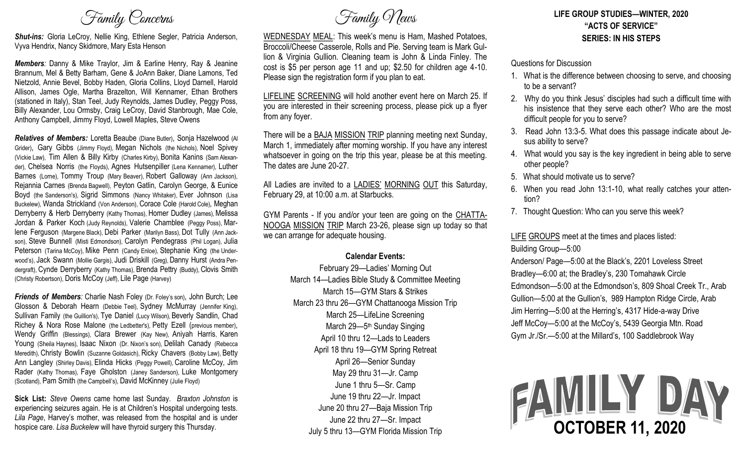# Family Concerns

***Shut-ins:*** Gloria LeCroy, Nellie King, Ethlene Segler, Patricia Anderson, Vyva Hendrix, Nancy Skidmore, Mary Esta Henson

***Members:*** Danny & Mike Traylor, Jim & Earline Henry, Ray & Jeanine Brannum, Mel & Betty Barham, Gene & JoAnn Baker, Diane Lamons, Ted Nietzold, Annie Bevel, Bobby Haden, Gloria Collins, Lloyd Darnell, Harold Allison, James Ogle, Martha Brazelton, Will Kennamer, Ethan Brothers (stationed in Italy), Stan Teel, Judy Reynolds, James Dudley, Peggy Poss, Billy Alexander, Lou Ormsby, Craig LeCroy, David Stanbrough, Mae Cole, Anthony Campbell, Jimmy Floyd, Lowell Maples, Steve Owens

***Relatives of Members:*** Loretta Beaube (Diane Butler), Sonja Hazelwood (Al Grider), Gary Gibbs (Jimmy Floyd), Megan Nichols (the Nichols), Noel Spivey (Vickie Law), Tim Allen & Billy Kirby (Charles Kirby), Bonita Kanins (Sam Alexander), Chelsea Norris (the Floyds), Agnes Hutsenpiller (Lena Kennamer), Luther Barnes (Lorne), Tommy Troup (Mary Beaver), Robert Galloway (Ann Jackson), Rejannia Carnes (Brenda Bagwell), Peyton Gatlin, Carolyn George, & Eunice Boyd (the Sanderson's), Sigrid Simmons (Nancy Whitaker), Ever Johnson (Lisa Buckelew), Wanda Strickland (Von Anderson), Corace Cole (Harold Cole), Meghan Derryberry & Herb Derryberry (Kathy Thomas), Homer Dudley (James), Melissa Jordan & Parker Koch (Judy Reynolds), Valerie Chamblee (Peggy Poss), Marlene Ferguson (Margene Black), Debi Parker (Marilyn Bass), Dot Tully (Ann Jackson), Steve Bunnell (Misti Edmondson), Carolyn Pendegrass (Phil Logan), Julia Peterson (Tarina McCoy), Mike Penn (Candy Enloe), Stephanie King (the Underwood's), Jack Swann (Mollie Gargis), Judi Driskill (Greg), Danny Hurst (Andra Pendergraft), Cynde Derryberry (Kathy Thomas), Brenda Pettry (Buddy), Clovis Smith (Christy Robertson), Doris McCoy (Jeff), Lile Page (Harvey)

***Friends of Members:*** Charlie Nash Foley (Dr. Foley's son), John Burch; Lee Glosson & Deborah Hearn (Debbie Teel), Sydney McMurray (Jennifer King), Sullivan Family (the Guillion's), Tye Daniel (Lucy Wilson), Beverly Sandlin, Chad Richey & Nora Rose Malone (the Ledbetter's), Petty Ezell (previous member), Wendy Griffin (Blessings), Clara Brewer (Kay New), Aniyah Harris, Karen Young (Sheila Haynes), Isaac Nixon (Dr. Nixon's son), Delilah Canady (Rebecca Meredith), Christy Bowlin (Suzanne Goldasich), Ricky Chavers (Bobby Law), Betty Ann Langley (Shirley Davis), Elinda Hicks (Peggy Powell), Caroline McCoy, Jim Rader (Kathy Thomas), Faye Gholston (Janey Sanderson), Luke Montgomery (Scotland), Pam Smith (the Campbell's), David McKinney (Julie Floyd)

**Sick List:** *Steve Owens* came home last Sunday. *Braxton Johnston* is experiencing seizures again. He is at Children's Hospital undergoing tests. *Lila Page*, Harvey's mother, was released from the hospital and is under hospice care. *Lisa Buckelew* will have thyroid surgery this Thursday.

# Family News

WEDNESDAY MEAL: This week's menu is Ham, Mashed Potatoes, Broccoli/Cheese Casserole, Rolls and Pie. Serving team is Mark Gullion & Virginia Gullion. Cleaning team is John & Linda Finley. The cost is $5 per person age 11 and up; $2.50 for children age 4-10. Please sign the registration form if you plan to eat.

LIFELINE SCREENING will hold another event here on March 25. If you are interested in their screening process, please pick up a flyer from any foyer.

There will be a BAJA MISSION TRIP planning meeting next Sunday, March 1, immediately after morning worship. If you have any interest whatsoever in going on the trip this year, please be at this meeting. The dates are June 20-27.

All Ladies are invited to a LADIES' MORNING OUT this Saturday, February 29, at 10:00 a.m. at Starbucks.

GYM Parents - If you and/or your teen are going on the CHATTANOOGA MISSION TRIP March 23-26, please sign up today so that we can arrange for adequate housing.

**Calendar Events:**

February 29—Ladies' Morning Out
March 14—Ladies Bible Study & Committee Meeting
March 15—GYM Stars & Strikes
March 23 thru 26—GYM Chattanooga Mission Trip
March 25—LifeLine Screening
March 29—5th Sunday Singing
April 10 thru 12—Lads to Leaders
April 18 thru 19—GYM Spring Retreat
April 26—Senior Sunday
May 29 thru 31—Jr. Camp
June 1 thru 5—Sr. Camp
June 19 thru 22—Jr. Impact
June 20 thru 27—Baja Mission Trip
June 22 thru 27—Sr. Impact
July 5 thru 13—GYM Florida Mission Trip

## LIFE GROUP STUDIES—WINTER, 2020
## "ACTS OF SERVICE"
## SERIES: IN HIS STEPS

Questions for Discussion

1. What is the difference between choosing to serve, and choosing to be a servant?
2. Why do you think Jesus' disciples had such a difficult time with his insistence that they serve each other? Who are the most difficult people for you to serve?
3. Read John 13:3-5. What does this passage indicate about Jesus ability to serve?
4. What would you say is the key ingredient in being able to serve other people?
5. What should motivate us to serve?
6. When you read John 13:1-10, what really catches your attention?
7. Thought Question: Who can you serve this week?

LIFE GROUPS meet at the times and places listed:

Building Group—5:00
Anderson/ Page—5:00 at the Black's, 2201 Loveless Street
Bradley—6:00 at; the Bradley's, 230 Tomahawk Circle
Edmondson—5:00 at the Edmondson's, 809 Shoal Creek Tr., Arab
Gullion—5:00 at the Gullion's, 989 Hampton Ridge Circle, Arab
Jim Herring—5:00 at the Herring's, 4317 Hide-a-way Drive
Jeff McCoy—5:00 at the McCoy's, 5439 Georgia Mtn. Road
Gym Jr./Sr.—5:00 at the Millard's, 100 Saddlebrook Way

**FAMILY DAY**
**OCTOBER 11, 2020**